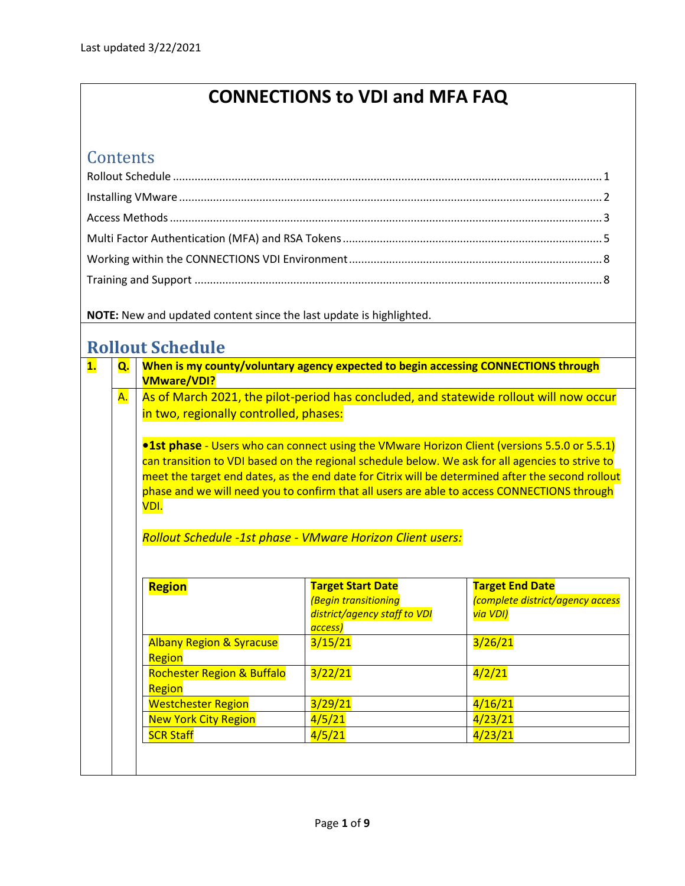Last updated 3/22/2021

# CONNECTIONS to VDI and MFA FAQ

## Contents

Rollout Schedule ........ 1
Installing VMware ........ 2
Access Methods ........ 3
Multi Factor Authentication (MFA) and RSA Tokens ........ 5
Working within the CONNECTIONS VDI Environment ........ 8
Training and Support ........ 8

**NOTE:** New and updated content since the last update is highlighted.

## Rollout Schedule

**1. Q. When is my county/voluntary agency expected to begin accessing CONNECTIONS through VMware/VDI?**

A. As of March 2021, the pilot-period has concluded, and statewide rollout will now occur in two, regionally controlled, phases:

- **1st phase** - Users who can connect using the VMware Horizon Client (versions 5.5.0 or 5.5.1) can transition to VDI based on the regional schedule below. We ask for all agencies to strive to meet the target end dates, as the end date for Citrix will be determined after the second rollout phase and we will need you to confirm that all users are able to access CONNECTIONS through VDI.

*Rollout Schedule -1st phase - VMware Horizon Client users:*

| **Region** | **Target Start Date** *(Begin transitioning district/agency staff to VDI access)* | **Target End Date** *(complete district/agency access via VDI)* |
|---|---|---|
| Albany Region & Syracuse Region | 3/15/21 | 3/26/21 |
| Rochester Region & Buffalo Region | 3/22/21 | 4/2/21 |
| Westchester Region | 3/29/21 | 4/16/21 |
| New York City Region | 4/5/21 | 4/23/21 |
| SCR Staff | 4/5/21 | 4/23/21 |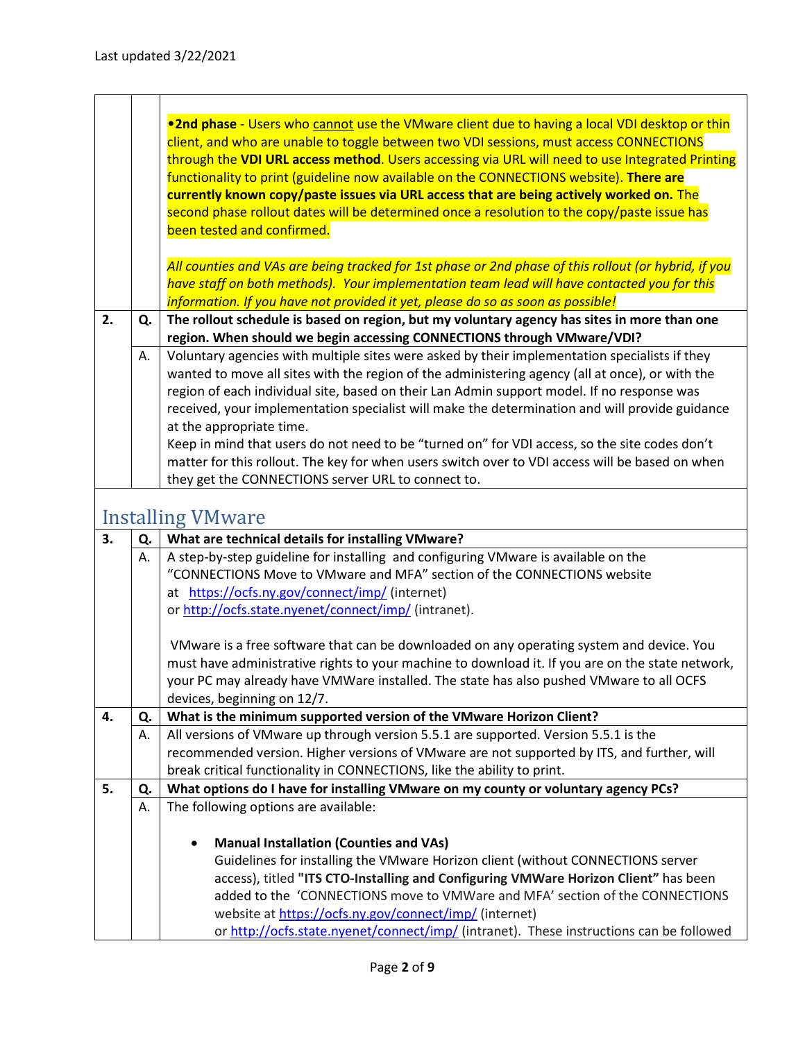Last updated 3/22/2021

| | | |
|---|---|---|
| | | •**2nd phase** - Users who <u>cannot</u> use the VMware client due to having a local VDI desktop or thin client, and who are unable to toggle between two VDI sessions, must access CONNECTIONS through the **VDI URL access method**. Users accessing via URL will need to use Integrated Printing functionality to print (guideline now available on the CONNECTIONS website). **There are currently known copy/paste issues via URL access that are being actively worked on.** The second phase rollout dates will be determined once a resolution to the copy/paste issue has been tested and confirmed.<br><br>*All counties and VAs are being tracked for 1st phase or 2nd phase of this rollout (or hybrid, if you have staff on both methods). Your implementation team lead will have contacted you for this information. If you have not provided it yet, please do so as soon as possible!* |
| **2.** | **Q.** | **The rollout schedule is based on region, but my voluntary agency has sites in more than one region. When should we begin accessing CONNECTIONS through VMware/VDI?** |
| | A. | Voluntary agencies with multiple sites were asked by their implementation specialists if they wanted to move all sites with the region of the administering agency (all at once), or with the region of each individual site, based on their Lan Admin support model. If no response was received, your implementation specialist will make the determination and will provide guidance at the appropriate time.<br>Keep in mind that users do not need to be "turned on" for VDI access, so the site codes don't matter for this rollout. The key for when users switch over to VDI access will be based on when they get the CONNECTIONS server URL to connect to. |

## Installing VMware

| | | |
|---|---|---|
| **3.** | **Q.** | **What are technical details for installing VMware?** |
| | A. | A step-by-step guideline for installing and configuring VMware is available on the "CONNECTIONS Move to VMware and MFA" section of the CONNECTIONS website at https://ocfs.ny.gov/connect/imp/ (internet) or http://ocfs.state.nyenet/connect/imp/ (intranet).<br><br>VMware is a free software that can be downloaded on any operating system and device. You must have administrative rights to your machine to download it. If you are on the state network, your PC may already have VMWare installed. The state has also pushed VMware to all OCFS devices, beginning on 12/7. |
| **4.** | **Q.** | **What is the minimum supported version of the VMware Horizon Client?** |
| | A. | All versions of VMware up through version 5.5.1 are supported. Version 5.5.1 is the recommended version. Higher versions of VMware are not supported by ITS, and further, will break critical functionality in CONNECTIONS, like the ability to print. |
| **5.** | **Q.** | **What options do I have for installing VMware on my county or voluntary agency PCs?** |
| | A. | The following options are available:<br><br>• **Manual Installation (Counties and VAs)**<br>Guidelines for installing the VMware Horizon client (without CONNECTIONS server access), titled **"ITS CTO-Installing and Configuring VMWare Horizon Client"** has been added to the 'CONNECTIONS move to VMWare and MFA' section of the CONNECTIONS website at https://ocfs.ny.gov/connect/imp/ (internet) or http://ocfs.state.nyenet/connect/imp/ (intranet). These instructions can be followed |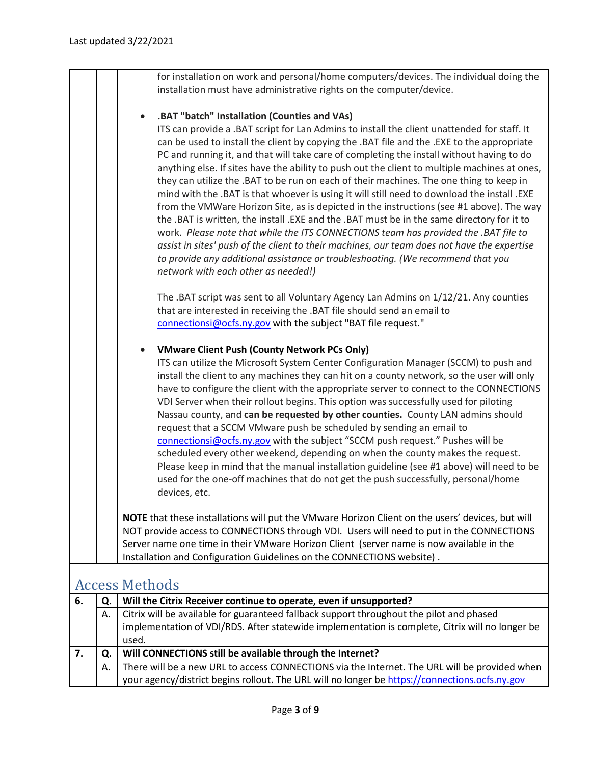Last updated 3/22/2021

for installation on work and personal/home computers/devices. The individual doing the installation must have administrative rights on the computer/device.

- **.BAT "batch" Installation (Counties and VAs)**
  ITS can provide a .BAT script for Lan Admins to install the client unattended for staff. It can be used to install the client by copying the .BAT file and the .EXE to the appropriate PC and running it, and that will take care of completing the install without having to do anything else. If sites have the ability to push out the client to multiple machines at ones, they can utilize the .BAT to be run on each of their machines. The one thing to keep in mind with the .BAT is that whoever is using it will still need to download the install .EXE from the VMWare Horizon Site, as is depicted in the instructions (see #1 above). The way the .BAT is written, the install .EXE and the .BAT must be in the same directory for it to work. *Please note that while the ITS CONNECTIONS team has provided the .BAT file to assist in sites' push of the client to their machines, our team does not have the expertise to provide any additional assistance or troubleshooting. (We recommend that you network with each other as needed!)*

  The .BAT script was sent to all Voluntary Agency Lan Admins on 1/12/21. Any counties that are interested in receiving the .BAT file should send an email to connectionsi@ocfs.ny.gov with the subject "BAT file request."

- **VMware Client Push (County Network PCs Only)**
  ITS can utilize the Microsoft System Center Configuration Manager (SCCM) to push and install the client to any machines they can hit on a county network, so the user will only have to configure the client with the appropriate server to connect to the CONNECTIONS VDI Server when their rollout begins. This option was successfully used for piloting Nassau county, and **can be requested by other counties.** County LAN admins should request that a SCCM VMware push be scheduled by sending an email to connectionsi@ocfs.ny.gov with the subject "SCCM push request." Pushes will be scheduled every other weekend, depending on when the county makes the request. Please keep in mind that the manual installation guideline (see #1 above) will need to be used for the one-off machines that do not get the push successfully, personal/home devices, etc.

**NOTE** that these installations will put the VMware Horizon Client on the users' devices, but will NOT provide access to CONNECTIONS through VDI. Users will need to put in the CONNECTIONS Server name one time in their VMware Horizon Client (server name is now available in the Installation and Configuration Guidelines on the CONNECTIONS website) .

## Access Methods

| | | |
|---|---|---|
| **6.** | **Q.** | **Will the Citrix Receiver continue to operate, even if unsupported?** |
| | A. | Citrix will be available for guaranteed fallback support throughout the pilot and phased implementation of VDI/RDS. After statewide implementation is complete, Citrix will no longer be used. |
| **7.** | **Q.** | **Will CONNECTIONS still be available through the Internet?** |
| | A. | There will be a new URL to access CONNECTIONS via the Internet. The URL will be provided when your agency/district begins rollout. The URL will no longer be https://connections.ocfs.ny.gov |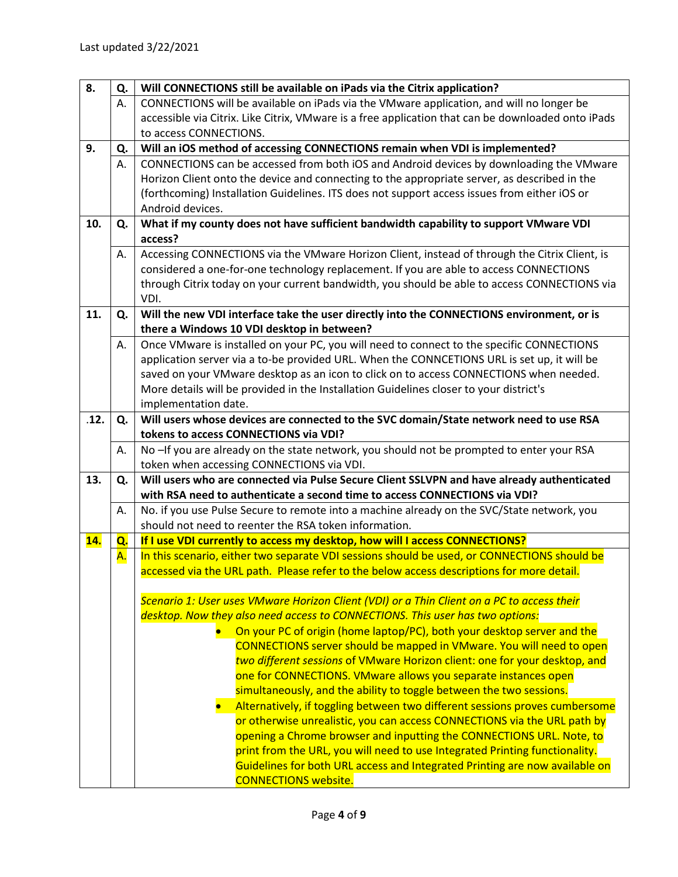Last updated 3/22/2021

| | | |
|---|---|---|
| 8. | Q. | **Will CONNECTIONS still be available on iPads via the Citrix application?** |
| | A. | CONNECTIONS will be available on iPads via the VMware application, and will no longer be accessible via Citrix. Like Citrix, VMware is a free application that can be downloaded onto iPads to access CONNECTIONS. |
| 9. | Q. | **Will an iOS method of accessing CONNECTIONS remain when VDI is implemented?** |
| | A. | CONNECTIONS can be accessed from both iOS and Android devices by downloading the VMware Horizon Client onto the device and connecting to the appropriate server, as described in the (forthcoming) Installation Guidelines. ITS does not support access issues from either iOS or Android devices. |
| 10. | Q. | **What if my county does not have sufficient bandwidth capability to support VMware VDI access?** |
| | A. | Accessing CONNECTIONS via the VMware Horizon Client, instead of through the Citrix Client, is considered a one-for-one technology replacement. If you are able to access CONNECTIONS through Citrix today on your current bandwidth, you should be able to access CONNECTIONS via VDI. |
| 11. | Q. | **Will the new VDI interface take the user directly into the CONNECTIONS environment, or is there a Windows 10 VDI desktop in between?** |
| | A. | Once VMware is installed on your PC, you will need to connect to the specific CONNECTIONS application server via a to-be provided URL. When the CONNCETIONS URL is set up, it will be saved on your VMware desktop as an icon to click on to access CONNECTIONS when needed. More details will be provided in the Installation Guidelines closer to your district's implementation date. |
| .12. | Q. | **Will users whose devices are connected to the SVC domain/State network need to use RSA tokens to access CONNECTIONS via VDI?** |
| | A. | No –If you are already on the state network, you should not be prompted to enter your RSA token when accessing CONNECTIONS via VDI. |
| 13. | Q. | **Will users who are connected via Pulse Secure Client SSLVPN and have already authenticated with RSA need to authenticate a second time to access CONNECTIONS via VDI?** |
| | A. | No. if you use Pulse Secure to remote into a machine already on the SVC/State network, you should not need to reenter the RSA token information. |
| **14.** | **Q.** | **If I use VDI currently to access my desktop, how will I access CONNECTIONS?** |
| | A. | In this scenario, either two separate VDI sessions should be used, or CONNECTIONS should be accessed via the URL path. Please refer to the below access descriptions for more detail.<br><br>*Scenario 1: User uses VMware Horizon Client (VDI) or a Thin Client on a PC to access their desktop. Now they also need access to CONNECTIONS. This user has two options:*<br>• On your PC of origin (home laptop/PC), both your desktop server and the CONNECTIONS server should be mapped in VMware. You will need to open *two different sessions* of VMware Horizon client: one for your desktop, and one for CONNECTIONS. VMware allows you separate instances open simultaneously, and the ability to toggle between the two sessions.<br>• Alternatively, if toggling between two different sessions proves cumbersome or otherwise unrealistic, you can access CONNECTIONS via the URL path by opening a Chrome browser and inputting the CONNECTIONS URL. Note, to print from the URL, you will need to use Integrated Printing functionality. Guidelines for both URL access and Integrated Printing are now available on CONNECTIONS website. |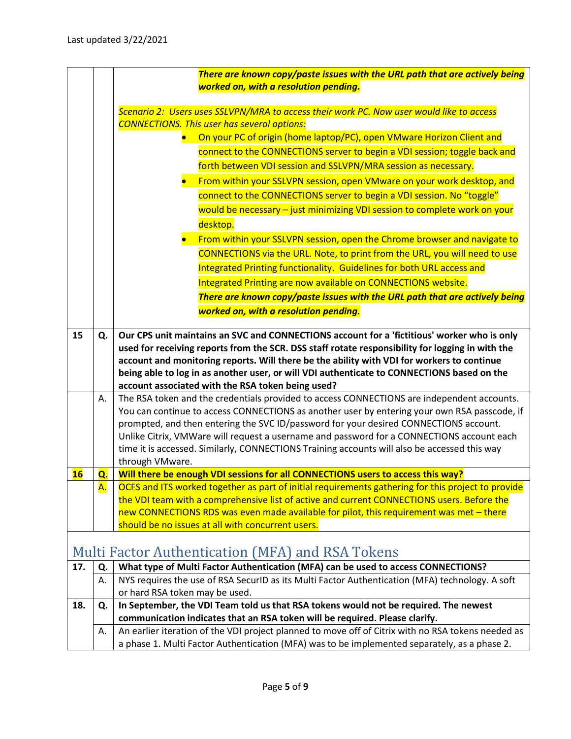| | | |
|---|---|---|
| | | ***There are known copy/paste issues with the URL path that are actively being worked on, with a resolution pending.*** <br><br> *Scenario 2: Users uses SSLVPN/MRA to access their work PC. Now user would like to access CONNECTIONS. This user has several options:* <br> • On your PC of origin (home laptop/PC), open VMware Horizon Client and connect to the CONNECTIONS server to begin a VDI session; toggle back and forth between VDI session and SSLVPN/MRA session as necessary. <br> • From within your SSLVPN session, open VMware on your work desktop, and connect to the CONNECTIONS server to begin a VDI session. No "toggle" would be necessary – just minimizing VDI session to complete work on your desktop. <br> • From within your SSLVPN session, open the Chrome browser and navigate to CONNECTIONS via the URL. Note, to print from the URL, you will need to use Integrated Printing functionality. Guidelines for both URL access and Integrated Printing are now available on CONNECTIONS website. ***There are known copy/paste issues with the URL path that are actively being worked on, with a resolution pending.*** |
| 15 | **Q.** | **Our CPS unit maintains an SVC and CONNECTIONS account for a 'fictitious' worker who is only used for receiving reports from the SCR. DSS staff rotate responsibility for logging in with the account and monitoring reports. Will there be the ability with VDI for workers to continue being able to log in as another user, or will VDI authenticate to CONNECTIONS based on the account associated with the RSA token being used?** |
| | A. | The RSA token and the credentials provided to access CONNECTIONS are independent accounts. You can continue to access CONNECTIONS as another user by entering your own RSA passcode, if prompted, and then entering the SVC ID/password for your desired CONNECTIONS account. Unlike Citrix, VMWare will request a username and password for a CONNECTIONS account each time it is accessed. Similarly, CONNECTIONS Training accounts will also be accessed this way through VMware. |
| **16** | **Q.** | **Will there be enough VDI sessions for all CONNECTIONS users to access this way?** |
| | A. | OCFS and ITS worked together as part of initial requirements gathering for this project to provide the VDI team with a comprehensive list of active and current CONNECTIONS users. Before the new CONNECTIONS RDS was even made available for pilot, this requirement was met – there should be no issues at all with concurrent users. |

## Multi Factor Authentication (MFA) and RSA Tokens

| | | |
|---|---|---|
| **17.** | **Q.** | **What type of Multi Factor Authentication (MFA) can be used to access CONNECTIONS?** |
| | A. | NYS requires the use of RSA SecurID as its Multi Factor Authentication (MFA) technology. A soft or hard RSA token may be used. |
| **18.** | **Q.** | **In September, the VDI Team told us that RSA tokens would not be required. The newest communication indicates that an RSA token will be required. Please clarify.** |
| | A. | An earlier iteration of the VDI project planned to move off of Citrix with no RSA tokens needed as a phase 1. Multi Factor Authentication (MFA) was to be implemented separately, as a phase 2. |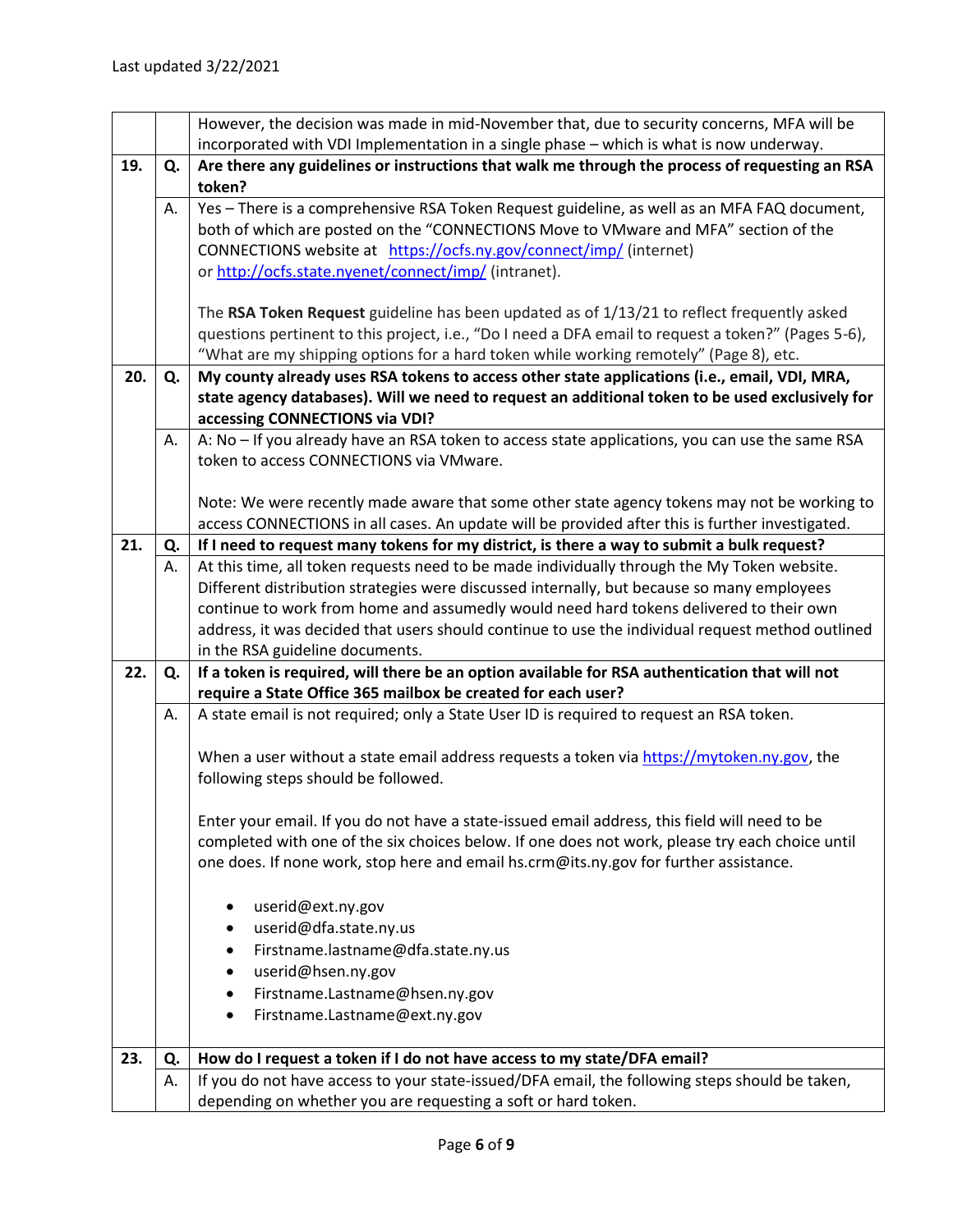Last updated 3/22/2021

| | | |
|---|---|---|
| | | However, the decision was made in mid-November that, due to security concerns, MFA will be incorporated with VDI Implementation in a single phase – which is what is now underway. |
| **19.** | **Q.** | **Are there any guidelines or instructions that walk me through the process of requesting an RSA token?** |
| | A. | Yes – There is a comprehensive RSA Token Request guideline, as well as an MFA FAQ document, both of which are posted on the "CONNECTIONS Move to VMware and MFA" section of the CONNECTIONS website at https://ocfs.ny.gov/connect/imp/ (internet) or http://ocfs.state.nyenet/connect/imp/ (intranet).<br><br>The **RSA Token Request** guideline has been updated as of 1/13/21 to reflect frequently asked questions pertinent to this project, i.e., "Do I need a DFA email to request a token?" (Pages 5-6), "What are my shipping options for a hard token while working remotely" (Page 8), etc. |
| **20.** | **Q.** | **My county already uses RSA tokens to access other state applications (i.e., email, VDI, MRA, state agency databases). Will we need to request an additional token to be used exclusively for accessing CONNECTIONS via VDI?** |
| | A. | A: No – If you already have an RSA token to access state applications, you can use the same RSA token to access CONNECTIONS via VMware.<br><br>Note: We were recently made aware that some other state agency tokens may not be working to access CONNECTIONS in all cases. An update will be provided after this is further investigated. |
| **21.** | **Q.** | **If I need to request many tokens for my district, is there a way to submit a bulk request?** |
| | A. | At this time, all token requests need to be made individually through the My Token website. Different distribution strategies were discussed internally, but because so many employees continue to work from home and assumedly would need hard tokens delivered to their own address, it was decided that users should continue to use the individual request method outlined in the RSA guideline documents. |
| **22.** | **Q.** | **If a token is required, will there be an option available for RSA authentication that will not require a State Office 365 mailbox be created for each user?** |
| | A. | A state email is not required; only a State User ID is required to request an RSA token.<br><br>When a user without a state email address requests a token via https://mytoken.ny.gov, the following steps should be followed.<br><br>Enter your email. If you do not have a state-issued email address, this field will need to be completed with one of the six choices below. If one does not work, please try each choice until one does. If none work, stop here and email hs.crm@its.ny.gov for further assistance.<br><br>• userid@ext.ny.gov<br>• userid@dfa.state.ny.us<br>• Firstname.lastname@dfa.state.ny.us<br>• userid@hsen.ny.gov<br>• Firstname.Lastname@hsen.ny.gov<br>• Firstname.Lastname@ext.ny.gov |
| **23.** | **Q.** | **How do I request a token if I do not have access to my state/DFA email?** |
| | A. | If you do not have access to your state-issued/DFA email, the following steps should be taken, depending on whether you are requesting a soft or hard token. |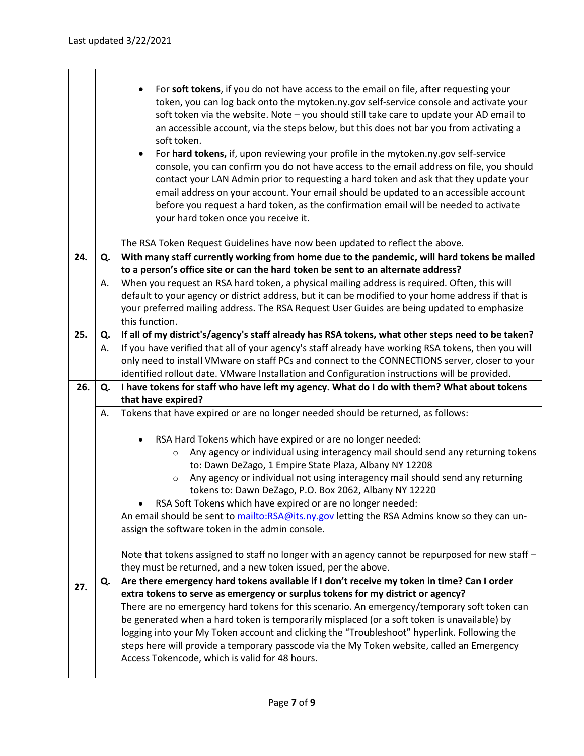Last updated 3/22/2021

| | | |
|---|---|---|
| | | • For **soft tokens**, if you do not have access to the email on file, after requesting your token, you can log back onto the mytoken.ny.gov self-service console and activate your soft token via the website. Note – you should still take care to update your AD email to an accessible account, via the steps below, but this does not bar you from activating a soft token.<br>• For **hard tokens,** if, upon reviewing your profile in the mytoken.ny.gov self-service console, you can confirm you do not have access to the email address on file, you should contact your LAN Admin prior to requesting a hard token and ask that they update your email address on your account. Your email should be updated to an accessible account before you request a hard token, as the confirmation email will be needed to activate your hard token once you receive it.<br><br>The RSA Token Request Guidelines have now been updated to reflect the above. |
| **24.** | **Q.** | **With many staff currently working from home due to the pandemic, will hard tokens be mailed to a person's office site or can the hard token be sent to an alternate address?** |
| | A. | When you request an RSA hard token, a physical mailing address is required. Often, this will default to your agency or district address, but it can be modified to your home address if that is your preferred mailing address. The RSA Request User Guides are being updated to emphasize this function. |
| **25.** | **Q.** | **If all of my district's/agency's staff already has RSA tokens, what other steps need to be taken?** |
| | A. | If you have verified that all of your agency's staff already have working RSA tokens, then you will only need to install VMware on staff PCs and connect to the CONNECTIONS server, closer to your identified rollout date. VMware Installation and Configuration instructions will be provided. |
| **26.** | **Q.** | **I have tokens for staff who have left my agency. What do I do with them? What about tokens that have expired?** |
| | A. | Tokens that have expired or are no longer needed should be returned, as follows:<br><br>• RSA Hard Tokens which have expired or are no longer needed:<br>  ○ Any agency or individual using interagency mail should send any returning tokens to: Dawn DeZago, 1 Empire State Plaza, Albany NY 12208<br>  ○ Any agency or individual not using interagency mail should send any returning tokens to: Dawn DeZago, P.O. Box 2062, Albany NY 12220<br>• RSA Soft Tokens which have expired or are no longer needed:<br>An email should be sent to [mailto:RSA@its.ny.gov](mailto:RSA@its.ny.gov) letting the RSA Admins know so they can un-assign the software token in the admin console.<br><br>Note that tokens assigned to staff no longer with an agency cannot be repurposed for new staff – they must be returned, and a new token issued, per the above. |
| **27.** | **Q.** | **Are there emergency hard tokens available if I don't receive my token in time? Can I order extra tokens to serve as emergency or surplus tokens for my district or agency?** |
| | | There are no emergency hard tokens for this scenario. An emergency/temporary soft token can be generated when a hard token is temporarily misplaced (or a soft token is unavailable) by logging into your My Token account and clicking the "Troubleshoot" hyperlink. Following the steps here will provide a temporary passcode via the My Token website, called an Emergency Access Tokencode, which is valid for 48 hours. |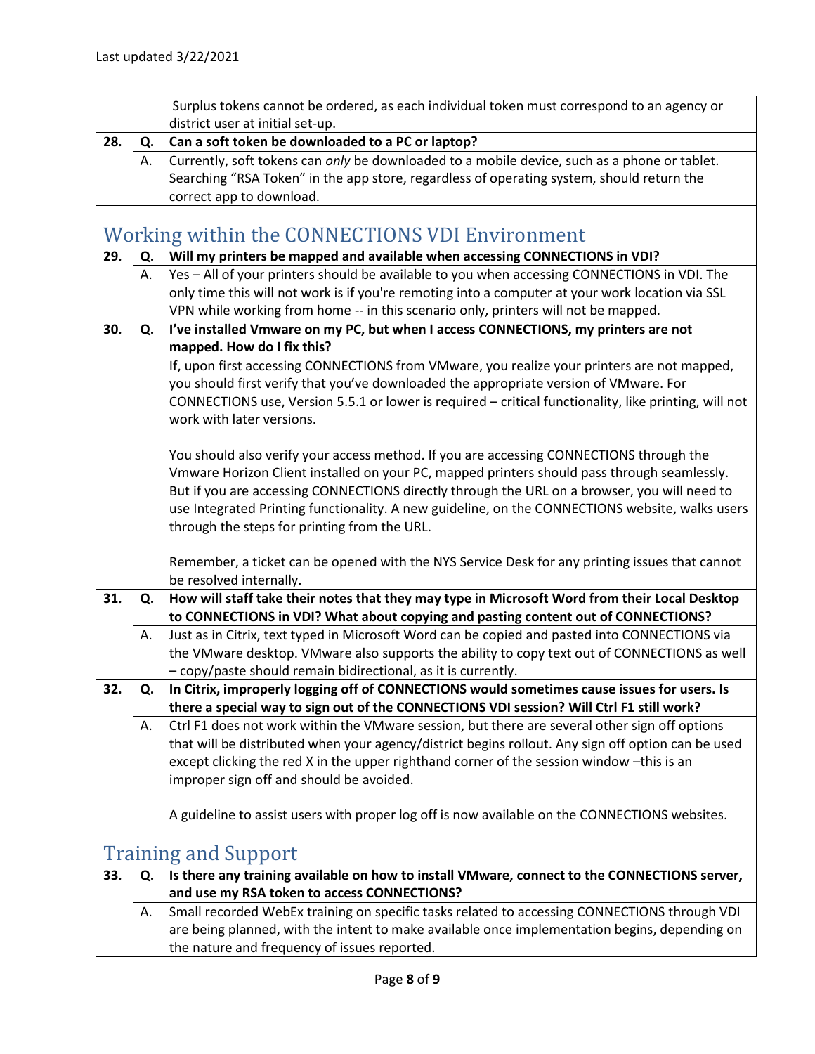Last updated 3/22/2021

| | | |
|---|---|---|
| | | Surplus tokens cannot be ordered, as each individual token must correspond to an agency or district user at initial set-up. |
| **28.** | **Q.** | **Can a soft token be downloaded to a PC or laptop?** |
| | A. | Currently, soft tokens can *only* be downloaded to a mobile device, such as a phone or tablet. Searching "RSA Token" in the app store, regardless of operating system, should return the correct app to download. |

## Working within the CONNECTIONS VDI Environment

| | | |
|---|---|---|
| **29.** | **Q.** | **Will my printers be mapped and available when accessing CONNECTIONS in VDI?** |
| | A. | Yes – All of your printers should be available to you when accessing CONNECTIONS in VDI. The only time this will not work is if you're remoting into a computer at your work location via SSL VPN while working from home -- in this scenario only, printers will not be mapped. |
| **30.** | **Q.** | **I've installed Vmware on my PC, but when I access CONNECTIONS, my printers are not mapped. How do I fix this?** |
| | | If, upon first accessing CONNECTIONS from VMware, you realize your printers are not mapped, you should first verify that you've downloaded the appropriate version of VMware. For CONNECTIONS use, Version 5.5.1 or lower is required – critical functionality, like printing, will not work with later versions.<br><br>You should also verify your access method. If you are accessing CONNECTIONS through the Vmware Horizon Client installed on your PC, mapped printers should pass through seamlessly. But if you are accessing CONNECTIONS directly through the URL on a browser, you will need to use Integrated Printing functionality. A new guideline, on the CONNECTIONS website, walks users through the steps for printing from the URL.<br><br>Remember, a ticket can be opened with the NYS Service Desk for any printing issues that cannot be resolved internally. |
| **31.** | **Q.** | **How will staff take their notes that they may type in Microsoft Word from their Local Desktop to CONNECTIONS in VDI? What about copying and pasting content out of CONNECTIONS?** |
| | A. | Just as in Citrix, text typed in Microsoft Word can be copied and pasted into CONNECTIONS via the VMware desktop. VMware also supports the ability to copy text out of CONNECTIONS as well – copy/paste should remain bidirectional, as it is currently. |
| **32.** | **Q.** | **In Citrix, improperly logging off of CONNECTIONS would sometimes cause issues for users. Is there a special way to sign out of the CONNECTIONS VDI session? Will Ctrl F1 still work?** |
| | A. | Ctrl F1 does not work within the VMware session, but there are several other sign off options that will be distributed when your agency/district begins rollout. Any sign off option can be used except clicking the red X in the upper righthand corner of the session window –this is an improper sign off and should be avoided.<br><br>A guideline to assist users with proper log off is now available on the CONNECTIONS websites. |

## Training and Support

| | | |
|---|---|---|
| **33.** | **Q.** | **Is there any training available on how to install VMware, connect to the CONNECTIONS server, and use my RSA token to access CONNECTIONS?** |
| | A. | Small recorded WebEx training on specific tasks related to accessing CONNECTIONS through VDI are being planned, with the intent to make available once implementation begins, depending on the nature and frequency of issues reported. |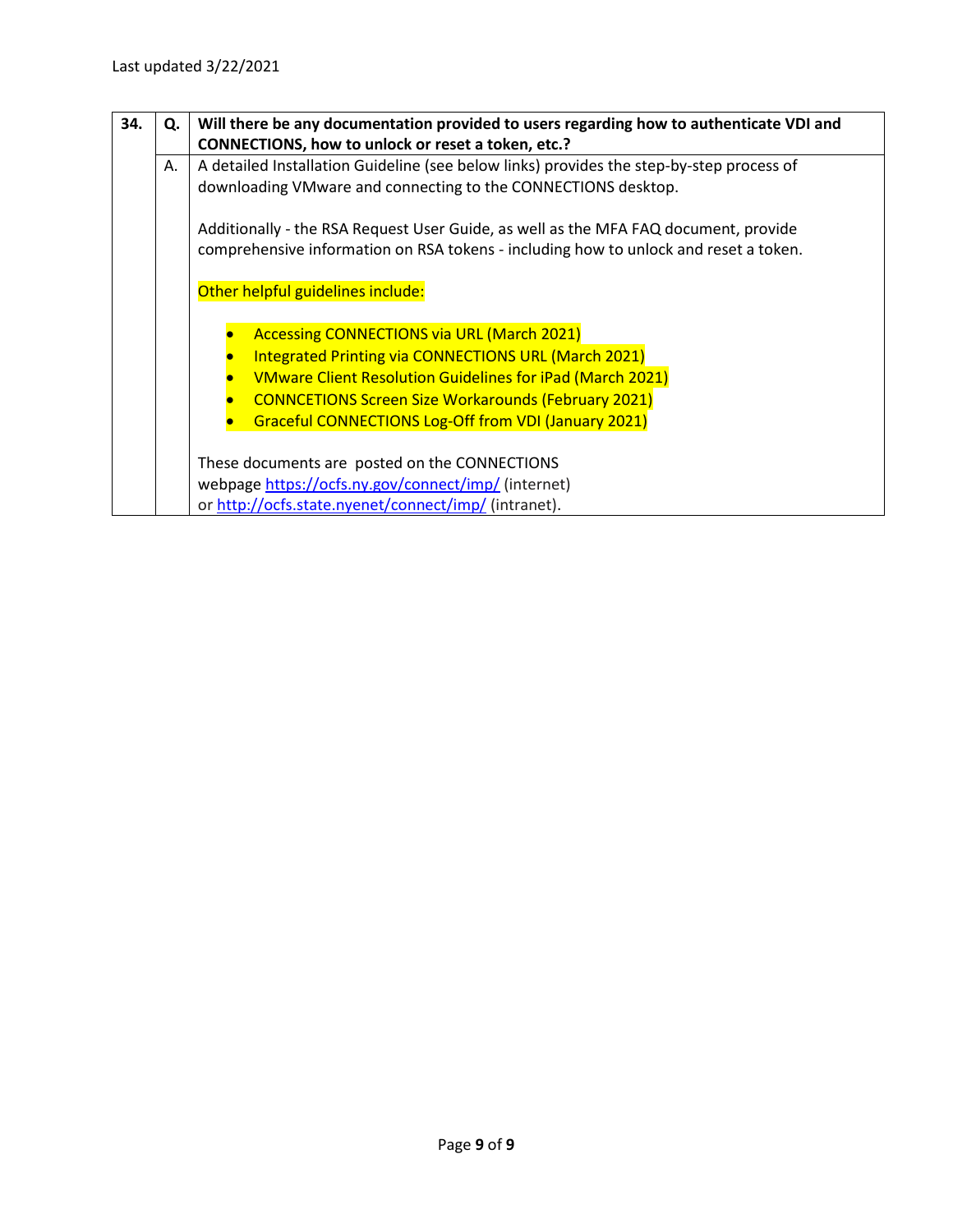Last updated 3/22/2021

| | | |
|---|---|---|
| **34.** | **Q.** | **Will there be any documentation provided to users regarding how to authenticate VDI and CONNECTIONS, how to unlock or reset a token, etc.?** |
| | A. | A detailed Installation Guideline (see below links) provides the step-by-step process of downloading VMware and connecting to the CONNECTIONS desktop.<br><br>Additionally - the RSA Request User Guide, as well as the MFA FAQ document, provide comprehensive information on RSA tokens - including how to unlock and reset a token.<br><br>Other helpful guidelines include:<br><br>• Accessing CONNECTIONS via URL (March 2021)<br>• Integrated Printing via CONNECTIONS URL (March 2021)<br>• VMware Client Resolution Guidelines for iPad (March 2021)<br>• CONNCETIONS Screen Size Workarounds (February 2021)<br>• Graceful CONNECTIONS Log-Off from VDI (January 2021)<br><br>These documents are posted on the CONNECTIONS webpage https://ocfs.ny.gov/connect/imp/ (internet) or http://ocfs.state.nyenet/connect/imp/ (intranet). |